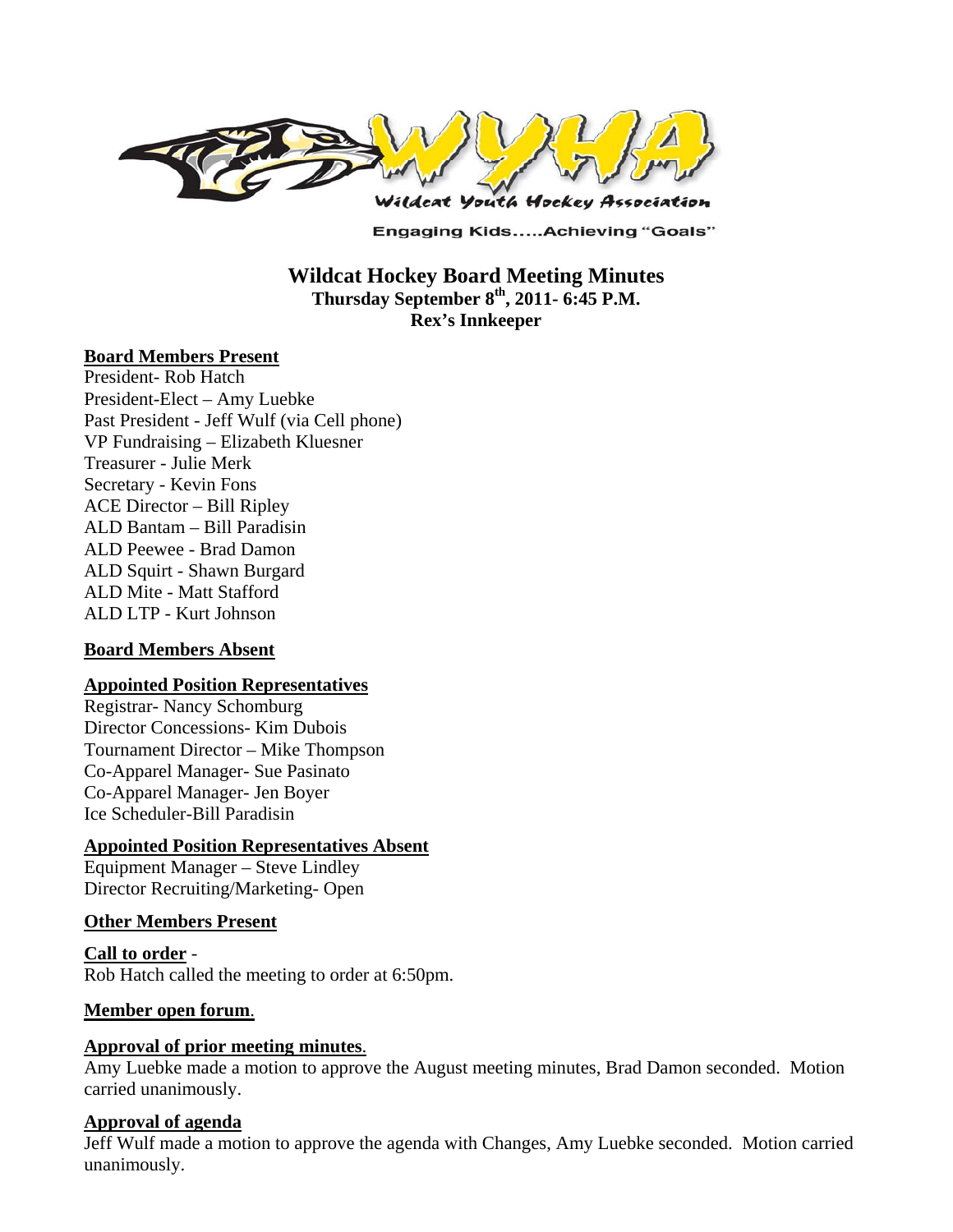Wildcat Youth Hockey Association

Engaging Kids.....Achieving "Goals"

# Wildcat Hockey Board Meeting Minutes

**Thursday September 8th, 2011- 6:45 P.M.**

**Rex's Innkeeper**

## Board Members Present

President- Rob Hatch
President-Elect – Amy Luebke
Past President - Jeff Wulf (via Cell phone)
VP Fundraising – Elizabeth Kluesner
Treasurer - Julie Merk
Secretary - Kevin Fons
ACE Director – Bill Ripley
ALD Bantam – Bill Paradisin
ALD Peewee - Brad Damon
ALD Squirt - Shawn Burgard
ALD Mite - Matt Stafford
ALD LTP - Kurt Johnson

## Board Members Absent

## Appointed Position Representatives

Registrar- Nancy Schomburg
Director Concessions- Kim Dubois
Tournament Director – Mike Thompson
Co-Apparel Manager- Sue Pasinato
Co-Apparel Manager- Jen Boyer
Ice Scheduler-Bill Paradisin

## Appointed Position Representatives Absent

Equipment Manager – Steve Lindley
Director Recruiting/Marketing- Open

## Other Members Present

**Call to order** -
Rob Hatch called the meeting to order at 6:50pm.

**Member open forum.**

**Approval of prior meeting minutes.**
Amy Luebke made a motion to approve the August meeting minutes, Brad Damon seconded. Motion carried unanimously.

**Approval of agenda**
Jeff Wulf made a motion to approve the agenda with Changes, Amy Luebke seconded. Motion carried unanimously.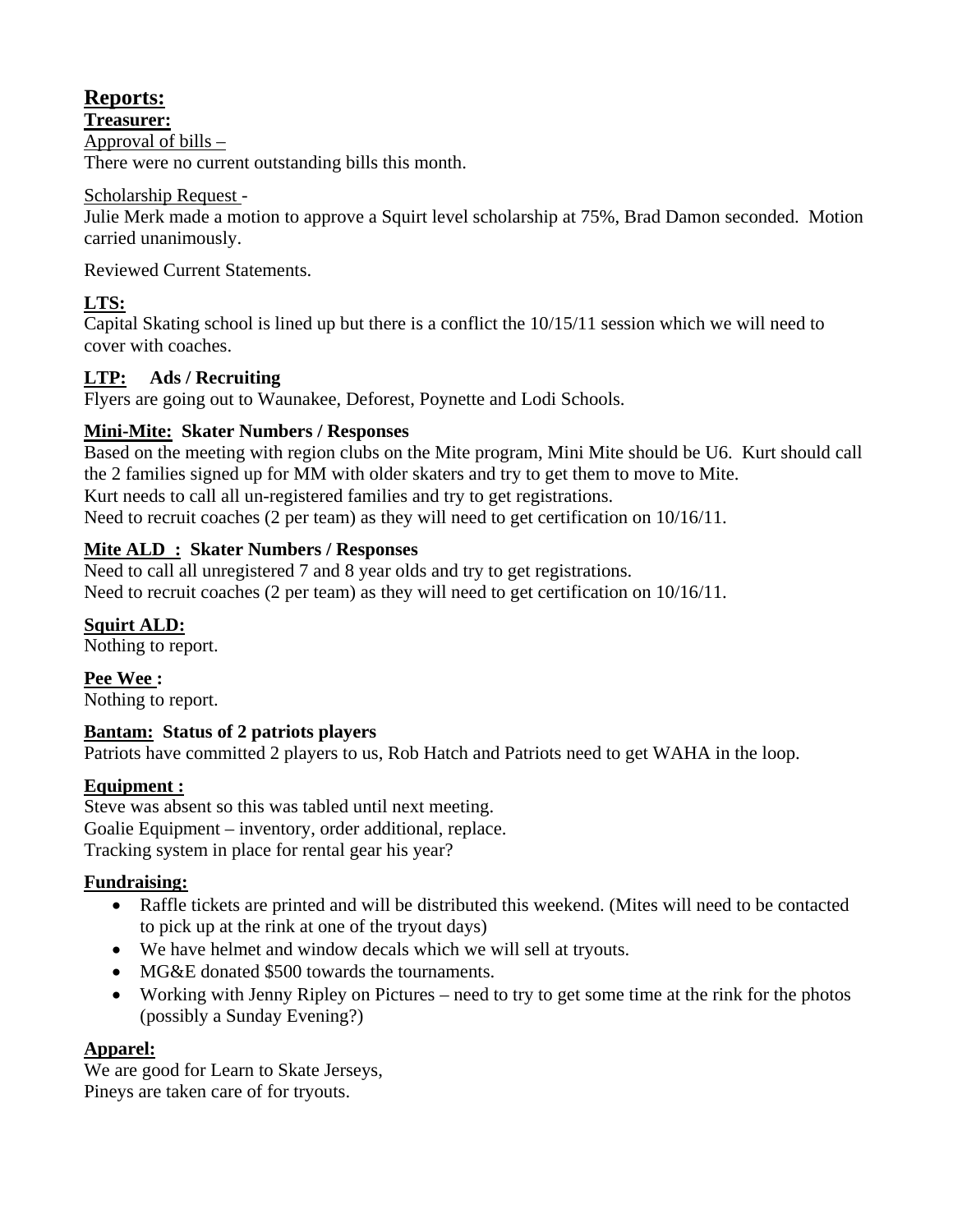## Reports:

**Treasurer:**

Approval of bills –

There were no current outstanding bills this month.

Scholarship Request -

Julie Merk made a motion to approve a Squirt level scholarship at 75%, Brad Damon seconded. Motion carried unanimously.

Reviewed Current Statements.

**LTS:**

Capital Skating school is lined up but there is a conflict the 10/15/11 session which we will need to cover with coaches.

**LTP: Ads / Recruiting**

Flyers are going out to Waunakee, Deforest, Poynette and Lodi Schools.

**Mini-Mite: Skater Numbers / Responses**

Based on the meeting with region clubs on the Mite program, Mini Mite should be U6. Kurt should call the 2 families signed up for MM with older skaters and try to get them to move to Mite.

Kurt needs to call all un-registered families and try to get registrations.

Need to recruit coaches (2 per team) as they will need to get certification on 10/16/11.

**Mite ALD : Skater Numbers / Responses**

Need to call all unregistered 7 and 8 year olds and try to get registrations.

Need to recruit coaches (2 per team) as they will need to get certification on 10/16/11.

**Squirt ALD:**

Nothing to report.

**Pee Wee :**

Nothing to report.

**Bantam: Status of 2 patriots players**

Patriots have committed 2 players to us, Rob Hatch and Patriots need to get WAHA in the loop.

**Equipment :**

Steve was absent so this was tabled until next meeting.

Goalie Equipment – inventory, order additional, replace.

Tracking system in place for rental gear his year?

**Fundraising:**

- Raffle tickets are printed and will be distributed this weekend. (Mites will need to be contacted to pick up at the rink at one of the tryout days)
- We have helmet and window decals which we will sell at tryouts.
- MG&E donated $500 towards the tournaments.
- Working with Jenny Ripley on Pictures – need to try to get some time at the rink for the photos (possibly a Sunday Evening?)

**Apparel:**

We are good for Learn to Skate Jerseys,

Pineys are taken care of for tryouts.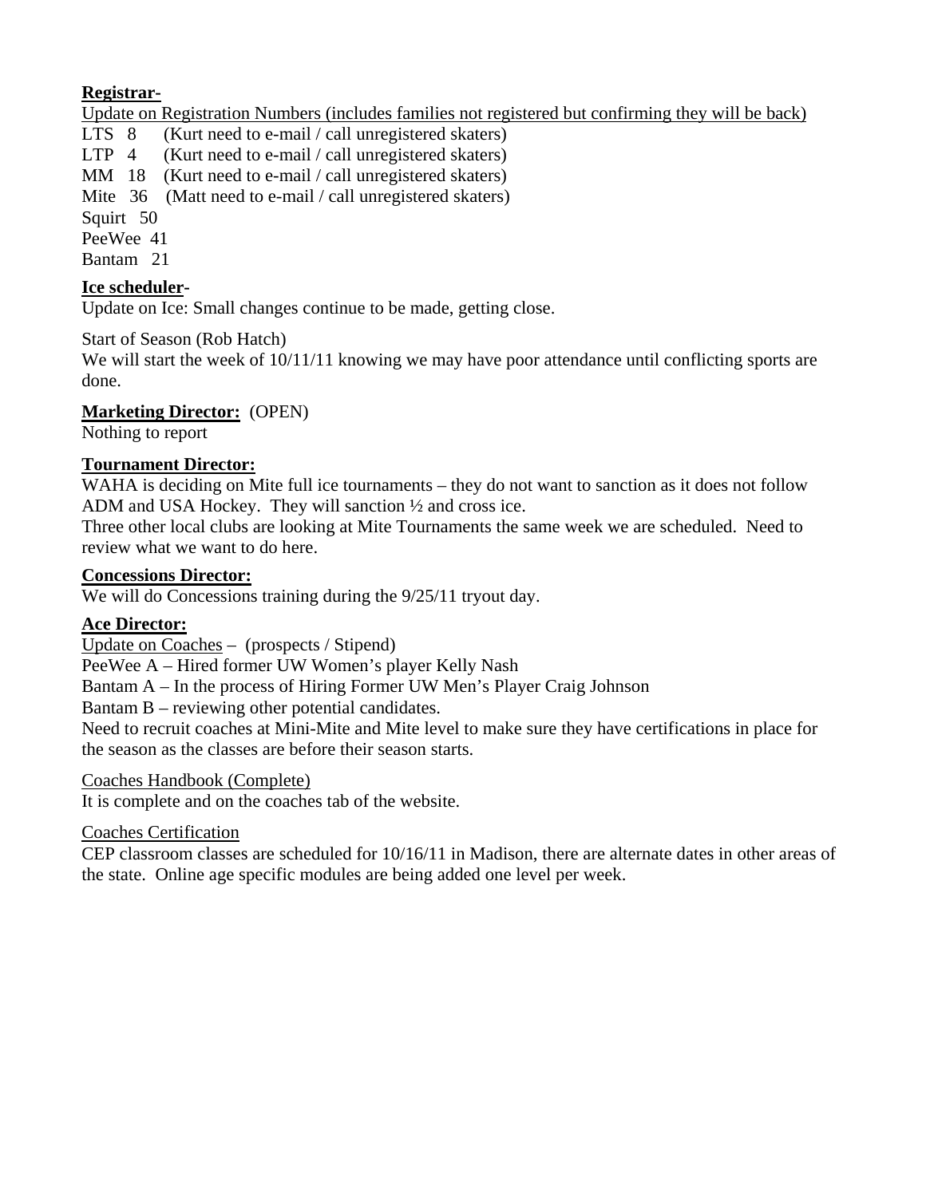**Registrar-**

Update on Registration Numbers (includes families not registered but confirming they will be back)

LTS 8 (Kurt need to e-mail / call unregistered skaters)
LTP 4 (Kurt need to e-mail / call unregistered skaters)
MM 18 (Kurt need to e-mail / call unregistered skaters)
Mite 36 (Matt need to e-mail / call unregistered skaters)
Squirt 50
PeeWee 41
Bantam 21

**Ice scheduler-**

Update on Ice: Small changes continue to be made, getting close.

Start of Season (Rob Hatch)
We will start the week of 10/11/11 knowing we may have poor attendance until conflicting sports are done.

**Marketing Director:** (OPEN)
Nothing to report

**Tournament Director:**

WAHA is deciding on Mite full ice tournaments – they do not want to sanction as it does not follow ADM and USA Hockey. They will sanction ½ and cross ice.
Three other local clubs are looking at Mite Tournaments the same week we are scheduled. Need to review what we want to do here.

**Concessions Director:**

We will do Concessions training during the 9/25/11 tryout day.

**Ace Director:**

Update on Coaches – (prospects / Stipend)
PeeWee A – Hired former UW Women's player Kelly Nash
Bantam A – In the process of Hiring Former UW Men's Player Craig Johnson
Bantam B – reviewing other potential candidates.
Need to recruit coaches at Mini-Mite and Mite level to make sure they have certifications in place for the season as the classes are before their season starts.

Coaches Handbook (Complete)
It is complete and on the coaches tab of the website.

Coaches Certification
CEP classroom classes are scheduled for 10/16/11 in Madison, there are alternate dates in other areas of the state. Online age specific modules are being added one level per week.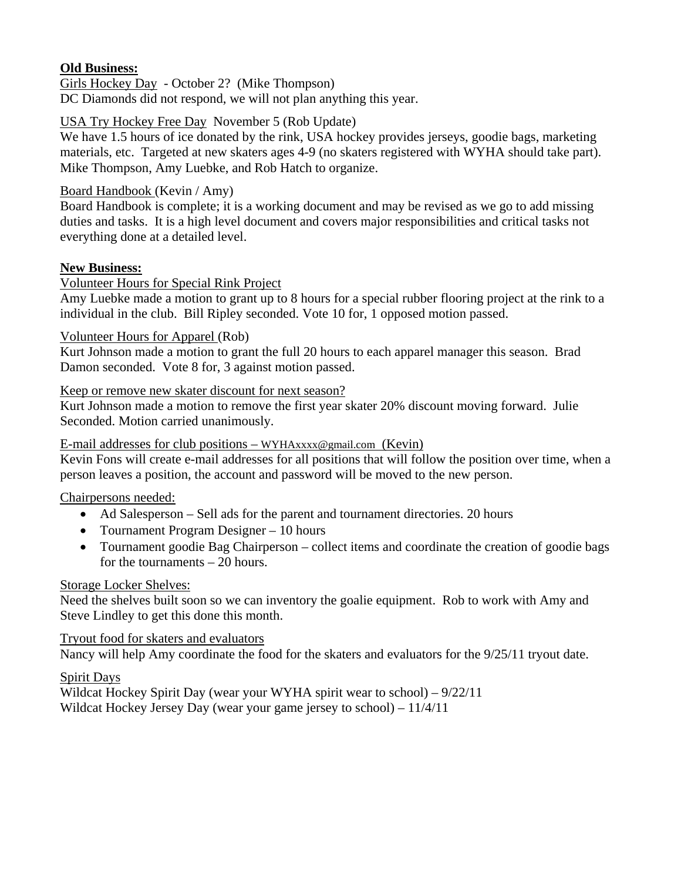**Old Business:**

Girls Hockey Day - October 2? (Mike Thompson)
DC Diamonds did not respond, we will not plan anything this year.

USA Try Hockey Free Day November 5 (Rob Update)
We have 1.5 hours of ice donated by the rink, USA hockey provides jerseys, goodie bags, marketing materials, etc. Targeted at new skaters ages 4-9 (no skaters registered with WYHA should take part). Mike Thompson, Amy Luebke, and Rob Hatch to organize.

Board Handbook (Kevin / Amy)
Board Handbook is complete; it is a working document and may be revised as we go to add missing duties and tasks. It is a high level document and covers major responsibilities and critical tasks not everything done at a detailed level.

**New Business:**

Volunteer Hours for Special Rink Project
Amy Luebke made a motion to grant up to 8 hours for a special rubber flooring project at the rink to a individual in the club. Bill Ripley seconded. Vote 10 for, 1 opposed motion passed.

Volunteer Hours for Apparel (Rob)
Kurt Johnson made a motion to grant the full 20 hours to each apparel manager this season. Brad Damon seconded. Vote 8 for, 3 against motion passed.

Keep or remove new skater discount for next season?
Kurt Johnson made a motion to remove the first year skater 20% discount moving forward. Julie Seconded. Motion carried unanimously.

E-mail addresses for club positions – WYHAxxxx@gmail.com (Kevin)
Kevin Fons will create e-mail addresses for all positions that will follow the position over time, when a person leaves a position, the account and password will be moved to the new person.

Chairpersons needed:

- Ad Salesperson – Sell ads for the parent and tournament directories. 20 hours
- Tournament Program Designer – 10 hours
- Tournament goodie Bag Chairperson – collect items and coordinate the creation of goodie bags for the tournaments – 20 hours.

Storage Locker Shelves:
Need the shelves built soon so we can inventory the goalie equipment. Rob to work with Amy and Steve Lindley to get this done this month.

Tryout food for skaters and evaluators
Nancy will help Amy coordinate the food for the skaters and evaluators for the 9/25/11 tryout date.

Spirit Days
Wildcat Hockey Spirit Day (wear your WYHA spirit wear to school) – 9/22/11
Wildcat Hockey Jersey Day (wear your game jersey to school) – 11/4/11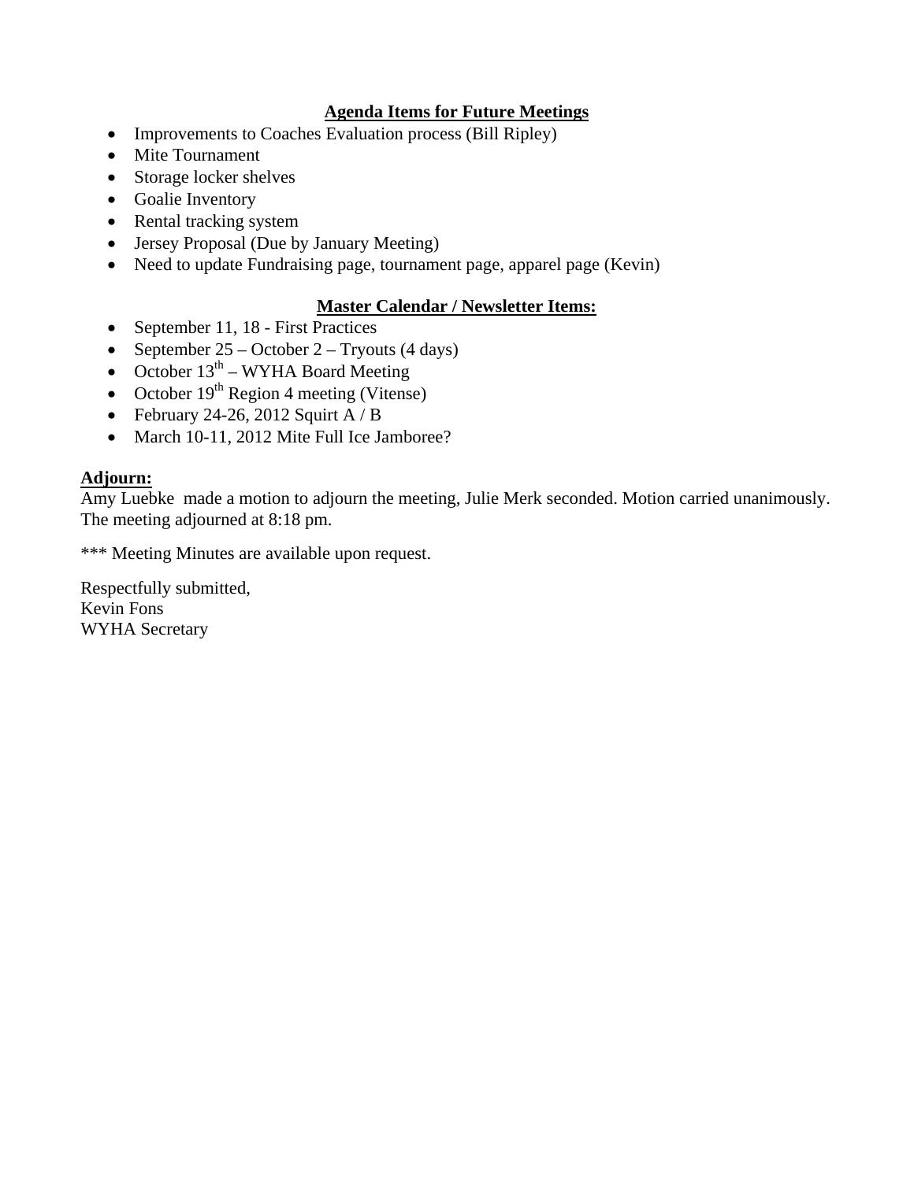## Agenda Items for Future Meetings

- Improvements to Coaches Evaluation process (Bill Ripley)
- Mite Tournament
- Storage locker shelves
- Goalie Inventory
- Rental tracking system
- Jersey Proposal (Due by January Meeting)
- Need to update Fundraising page, tournament page, apparel page (Kevin)

## Master Calendar / Newsletter Items:

- September 11, 18 - First Practices
- September 25 – October 2 – Tryouts (4 days)
- October 13th – WYHA Board Meeting
- October 19th Region 4 meeting (Vitense)
- February 24-26, 2012 Squirt A / B
- March 10-11, 2012 Mite Full Ice Jamboree?

**Adjourn:**

Amy Luebke made a motion to adjourn the meeting, Julie Merk seconded. Motion carried unanimously. The meeting adjourned at 8:18 pm.

*** Meeting Minutes are available upon request.

Respectfully submitted,
Kevin Fons
WYHA Secretary